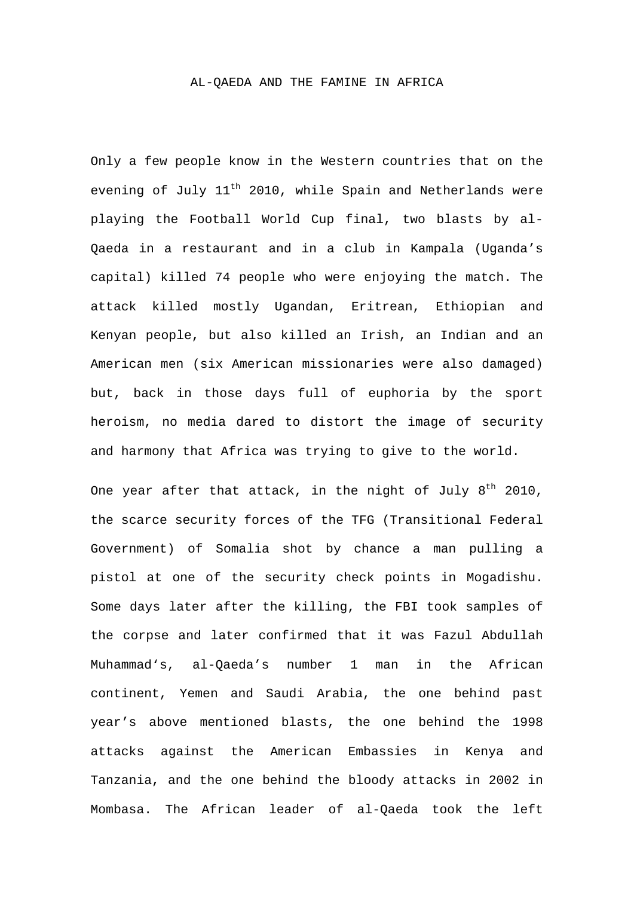# AL-QAEDA AND THE FAMINE IN AFRICA

Only a few people know in the Western countries that on the evening of July 11th 2010, while Spain and Netherlands were playing the Football World Cup final, two blasts by al-Qaeda in a restaurant and in a club in Kampala (Uganda's capital) killed 74 people who were enjoying the match. The attack killed mostly Ugandan, Eritrean, Ethiopian and Kenyan people, but also killed an Irish, an Indian and an American men (six American missionaries were also damaged) but, back in those days full of euphoria by the sport heroism, no media dared to distort the image of security and harmony that Africa was trying to give to the world.

One year after that attack, in the night of July 8th 2010, the scarce security forces of the TFG (Transitional Federal Government) of Somalia shot by chance a man pulling a pistol at one of the security check points in Mogadishu. Some days later after the killing, the FBI took samples of the corpse and later confirmed that it was Fazul Abdullah Muhammad's, al-Qaeda's number 1 man in the African continent, Yemen and Saudi Arabia, the one behind past year's above mentioned blasts, the one behind the 1998 attacks against the American Embassies in Kenya and Tanzania, and the one behind the bloody attacks in 2002 in Mombasa. The African leader of al-Qaeda took the left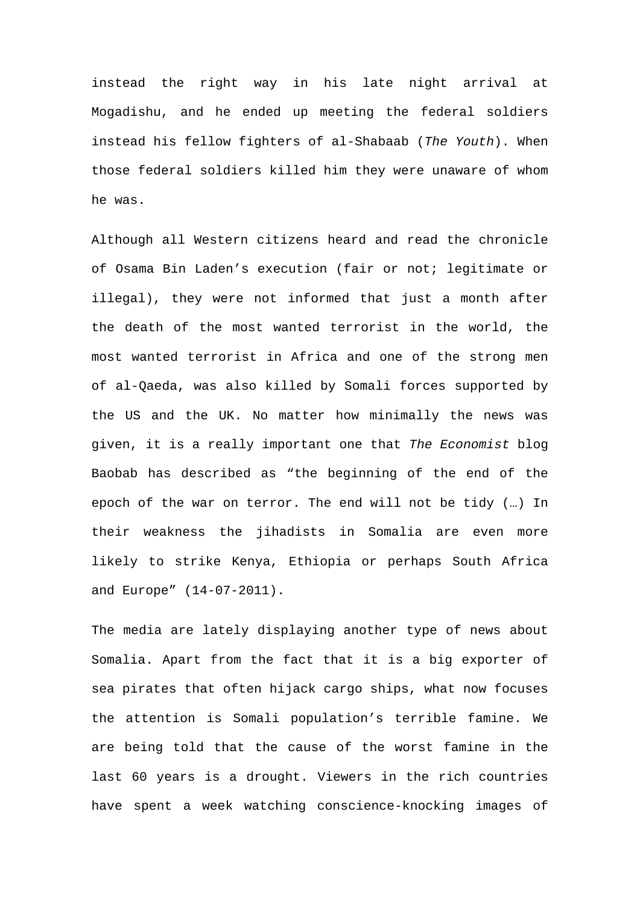instead the right way in his late night arrival at Mogadishu, and he ended up meeting the federal soldiers instead his fellow fighters of al-Shabaab (*The Youth*). When those federal soldiers killed him they were unaware of whom he was.

Although all Western citizens heard and read the chronicle of Osama Bin Laden's execution (fair or not; legitimate or illegal), they were not informed that just a month after the death of the most wanted terrorist in the world, the most wanted terrorist in Africa and one of the strong men of al-Qaeda, was also killed by Somali forces supported by the US and the UK. No matter how minimally the news was given, it is a really important one that *The Economist* blog Baobab has described as "the beginning of the end of the epoch of the war on terror. The end will not be tidy (…) In their weakness the jihadists in Somalia are even more likely to strike Kenya, Ethiopia or perhaps South Africa and Europe" (14-07-2011).

The media are lately displaying another type of news about Somalia. Apart from the fact that it is a big exporter of sea pirates that often hijack cargo ships, what now focuses the attention is Somali population's terrible famine. We are being told that the cause of the worst famine in the last 60 years is a drought. Viewers in the rich countries have spent a week watching conscience-knocking images of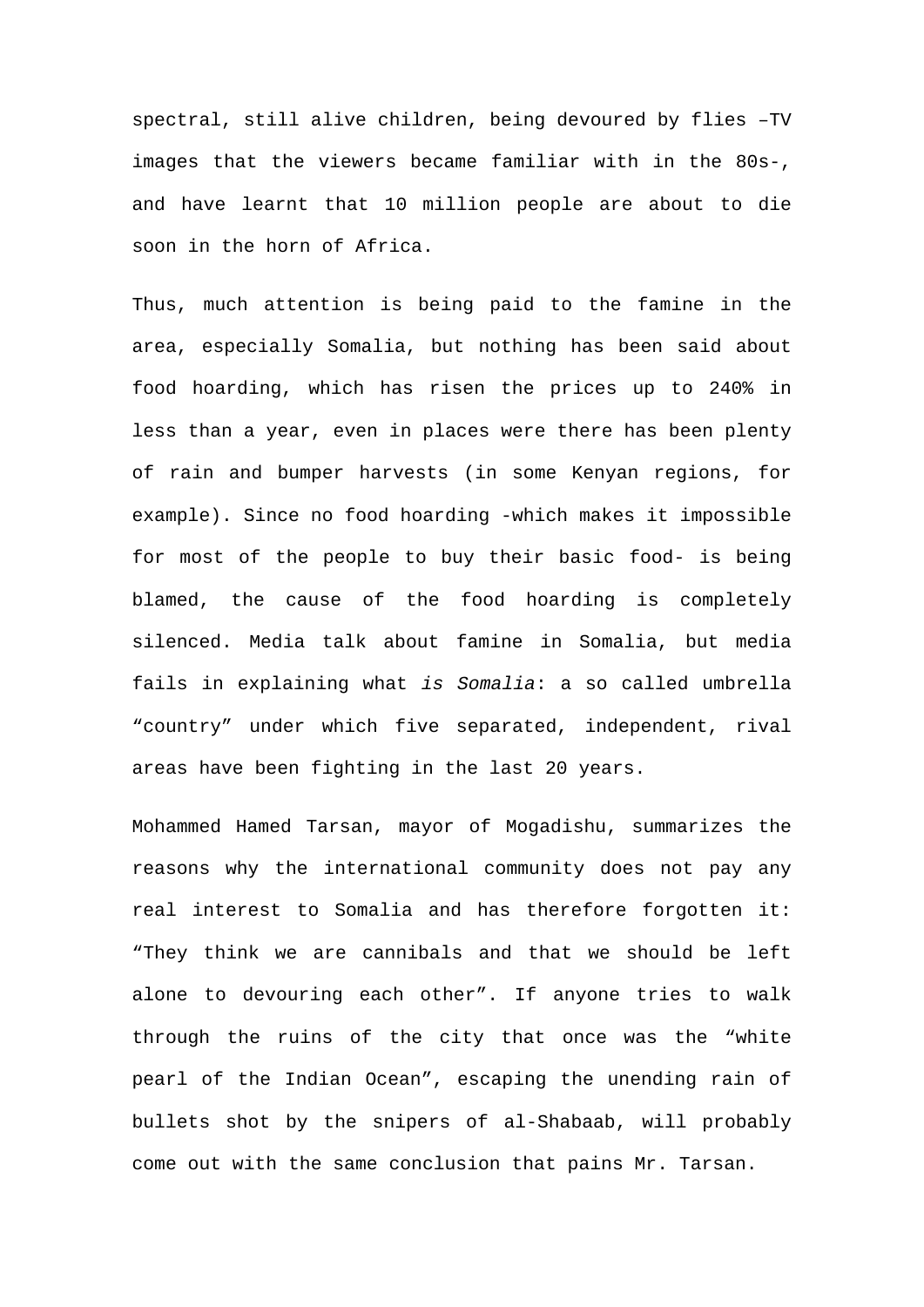spectral, still alive children, being devoured by flies –TV images that the viewers became familiar with in the 80s-, and have learnt that 10 million people are about to die soon in the horn of Africa.

Thus, much attention is being paid to the famine in the area, especially Somalia, but nothing has been said about food hoarding, which has risen the prices up to 240% in less than a year, even in places were there has been plenty of rain and bumper harvests (in some Kenyan regions, for example). Since no food hoarding -which makes it impossible for most of the people to buy their basic food- is being blamed, the cause of the food hoarding is completely silenced. Media talk about famine in Somalia, but media fails in explaining what *is Somalia*: a so called umbrella “country” under which five separated, independent, rival areas have been fighting in the last 20 years.

Mohammed Hamed Tarsan, mayor of Mogadishu, summarizes the reasons why the international community does not pay any real interest to Somalia and has therefore forgotten it: “They think we are cannibals and that we should be left alone to devouring each other”. If anyone tries to walk through the ruins of the city that once was the “white pearl of the Indian Ocean”, escaping the unending rain of bullets shot by the snipers of al-Shabaab, will probably come out with the same conclusion that pains Mr. Tarsan.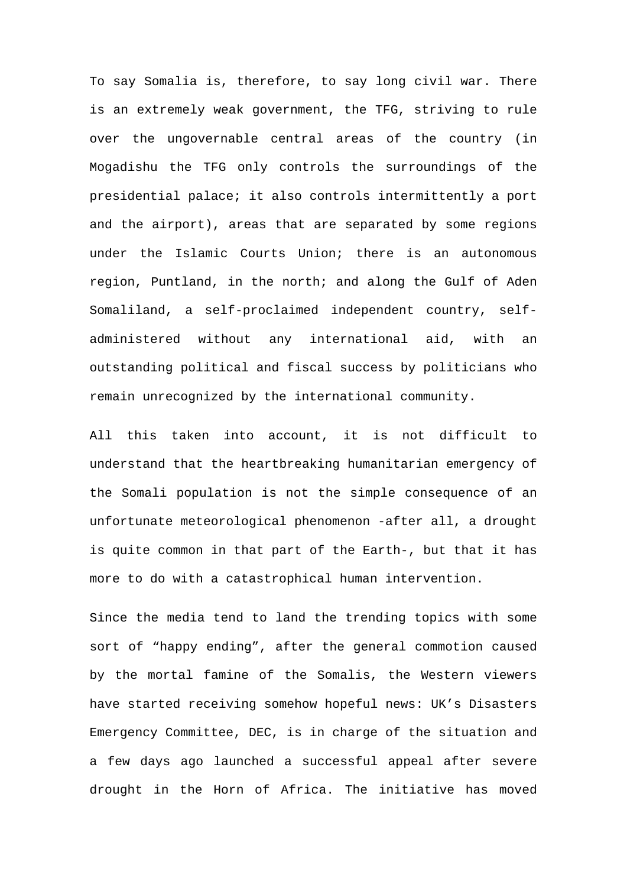To say Somalia is, therefore, to say long civil war. There is an extremely weak government, the TFG, striving to rule over the ungovernable central areas of the country (in Mogadishu the TFG only controls the surroundings of the presidential palace; it also controls intermittently a port and the airport), areas that are separated by some regions under the Islamic Courts Union; there is an autonomous region, Puntland, in the north; and along the Gulf of Aden Somaliland, a self-proclaimed independent country, self-administered without any international aid, with an outstanding political and fiscal success by politicians who remain unrecognized by the international community.

All this taken into account, it is not difficult to understand that the heartbreaking humanitarian emergency of the Somali population is not the simple consequence of an unfortunate meteorological phenomenon -after all, a drought is quite common in that part of the Earth-, but that it has more to do with a catastrophical human intervention.

Since the media tend to land the trending topics with some sort of “happy ending”, after the general commotion caused by the mortal famine of the Somalis, the Western viewers have started receiving somehow hopeful news: UK’s Disasters Emergency Committee, DEC, is in charge of the situation and a few days ago launched a successful appeal after severe drought in the Horn of Africa. The initiative has moved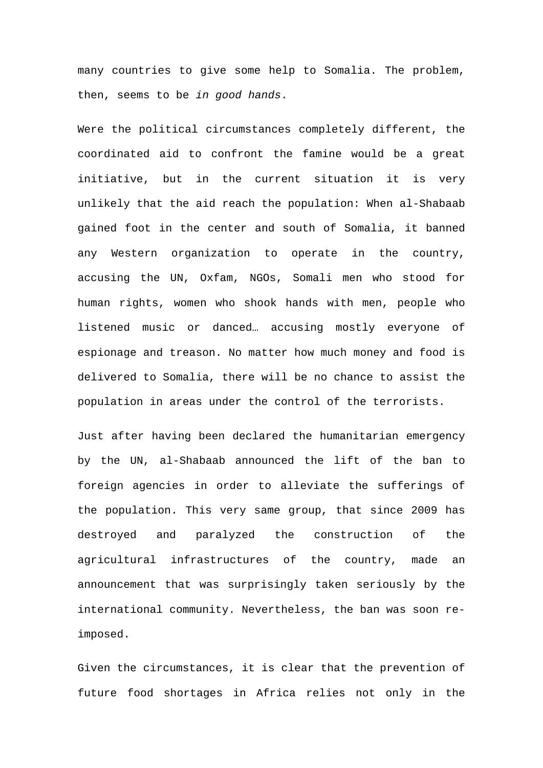many countries to give some help to Somalia. The problem, then, seems to be *in good hands*.

Were the political circumstances completely different, the coordinated aid to confront the famine would be a great initiative, but in the current situation it is very unlikely that the aid reach the population: When al-Shabaab gained foot in the center and south of Somalia, it banned any Western organization to operate in the country, accusing the UN, Oxfam, NGOs, Somali men who stood for human rights, women who shook hands with men, people who listened music or danced… accusing mostly everyone of espionage and treason. No matter how much money and food is delivered to Somalia, there will be no chance to assist the population in areas under the control of the terrorists.

Just after having been declared the humanitarian emergency by the UN, al-Shabaab announced the lift of the ban to foreign agencies in order to alleviate the sufferings of the population. This very same group, that since 2009 has destroyed and paralyzed the construction of the agricultural infrastructures of the country, made an announcement that was surprisingly taken seriously by the international community. Nevertheless, the ban was soon re-imposed.

Given the circumstances, it is clear that the prevention of future food shortages in Africa relies not only in the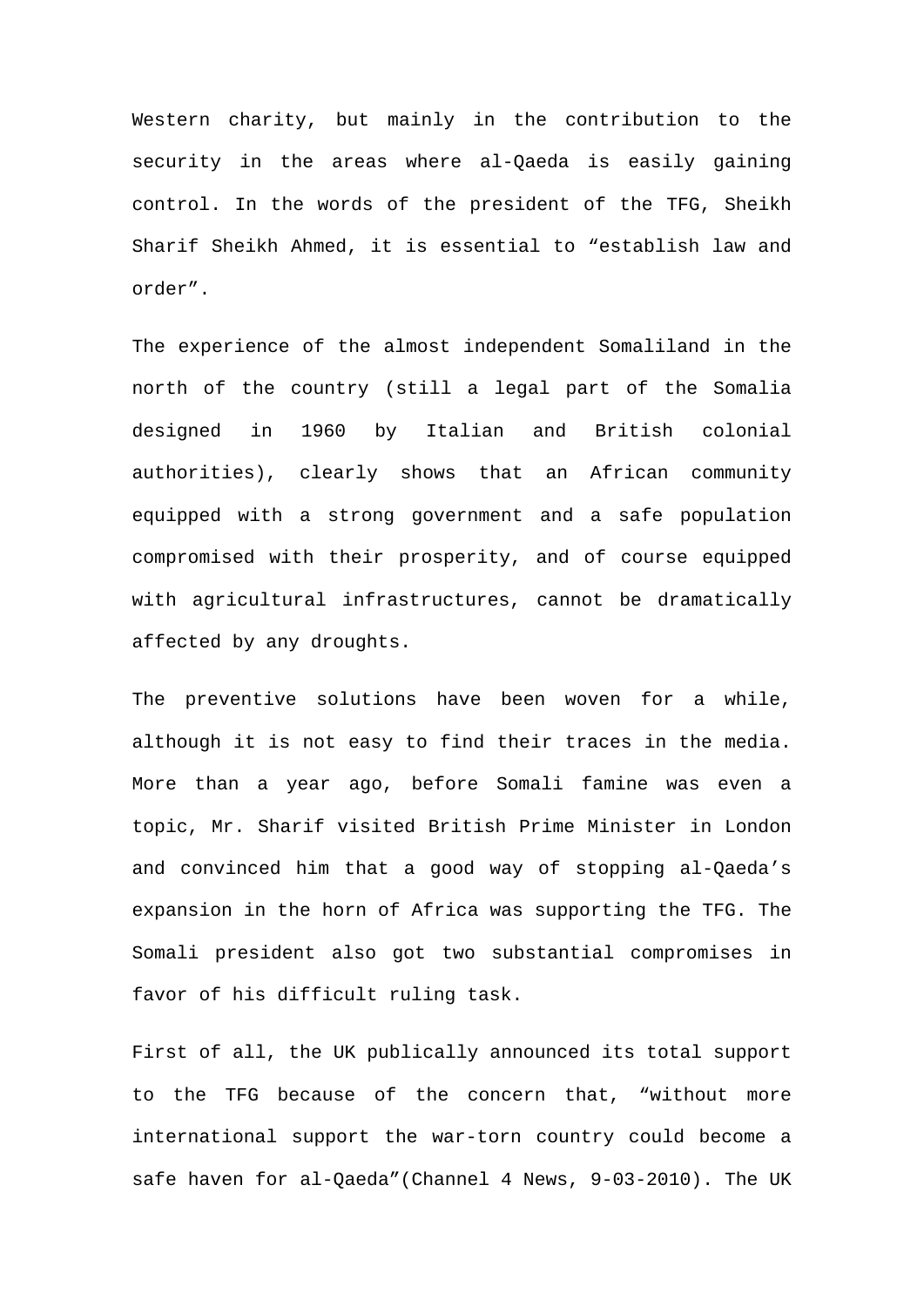Western charity, but mainly in the contribution to the security in the areas where al-Qaeda is easily gaining control. In the words of the president of the TFG, Sheikh Sharif Sheikh Ahmed, it is essential to “establish law and order”.

The experience of the almost independent Somaliland in the north of the country (still a legal part of the Somalia designed in 1960 by Italian and British colonial authorities), clearly shows that an African community equipped with a strong government and a safe population compromised with their prosperity, and of course equipped with agricultural infrastructures, cannot be dramatically affected by any droughts.

The preventive solutions have been woven for a while, although it is not easy to find their traces in the media. More than a year ago, before Somali famine was even a topic, Mr. Sharif visited British Prime Minister in London and convinced him that a good way of stopping al-Qaeda’s expansion in the horn of Africa was supporting the TFG. The Somali president also got two substantial compromises in favor of his difficult ruling task.

First of all, the UK publically announced its total support to the TFG because of the concern that, “without more international support the war-torn country could become a safe haven for al-Qaeda”(Channel 4 News, 9-03-2010). The UK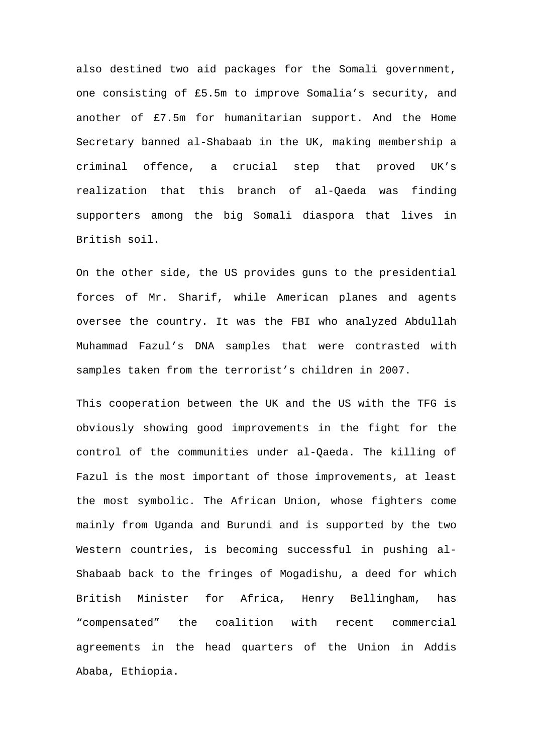also destined two aid packages for the Somali government, one consisting of £5.5m to improve Somalia's security, and another of £7.5m for humanitarian support. And the Home Secretary banned al-Shabaab in the UK, making membership a criminal offence, a crucial step that proved UK's realization that this branch of al-Qaeda was finding supporters among the big Somali diaspora that lives in British soil.

On the other side, the US provides guns to the presidential forces of Mr. Sharif, while American planes and agents oversee the country. It was the FBI who analyzed Abdullah Muhammad Fazul's DNA samples that were contrasted with samples taken from the terrorist's children in 2007.

This cooperation between the UK and the US with the TFG is obviously showing good improvements in the fight for the control of the communities under al-Qaeda. The killing of Fazul is the most important of those improvements, at least the most symbolic. The African Union, whose fighters come mainly from Uganda and Burundi and is supported by the two Western countries, is becoming successful in pushing al-Shabaab back to the fringes of Mogadishu, a deed for which British Minister for Africa, Henry Bellingham, has "compensated" the coalition with recent commercial agreements in the head quarters of the Union in Addis Ababa, Ethiopia.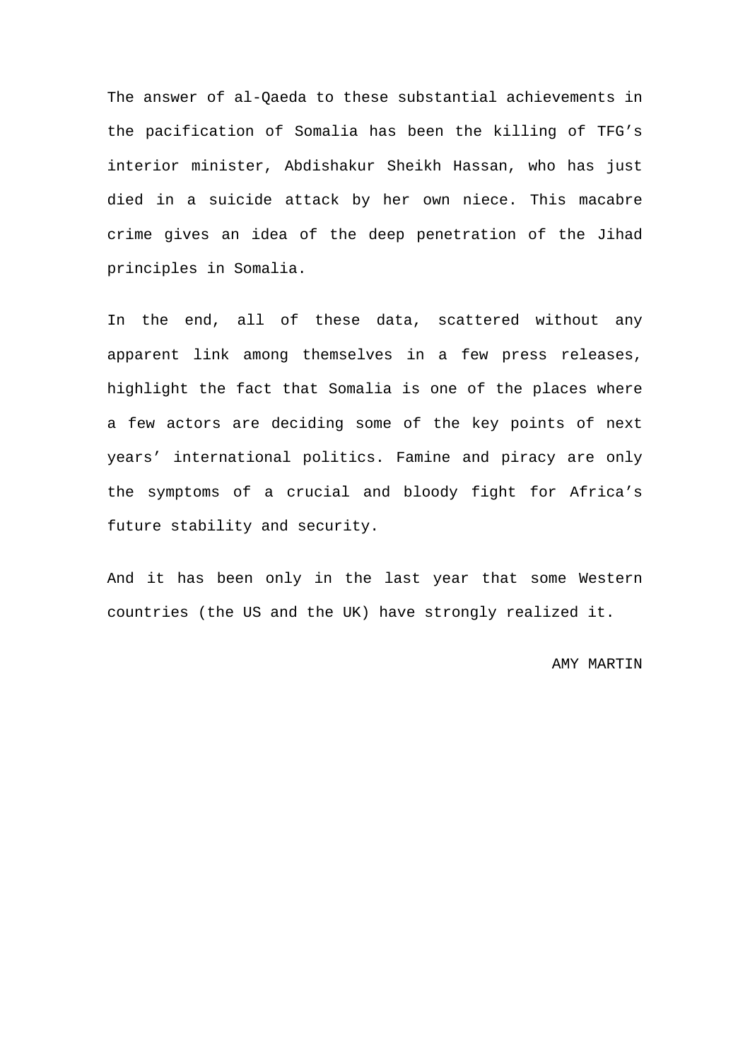The answer of al-Qaeda to these substantial achievements in the pacification of Somalia has been the killing of TFG’s interior minister, Abdishakur Sheikh Hassan, who has just died in a suicide attack by her own niece. This macabre crime gives an idea of the deep penetration of the Jihad principles in Somalia.

In the end, all of these data, scattered without any apparent link among themselves in a few press releases, highlight the fact that Somalia is one of the places where a few actors are deciding some of the key points of next years’ international politics. Famine and piracy are only the symptoms of a crucial and bloody fight for Africa’s future stability and security.

And it has been only in the last year that some Western countries (the US and the UK) have strongly realized it.

AMY MARTIN